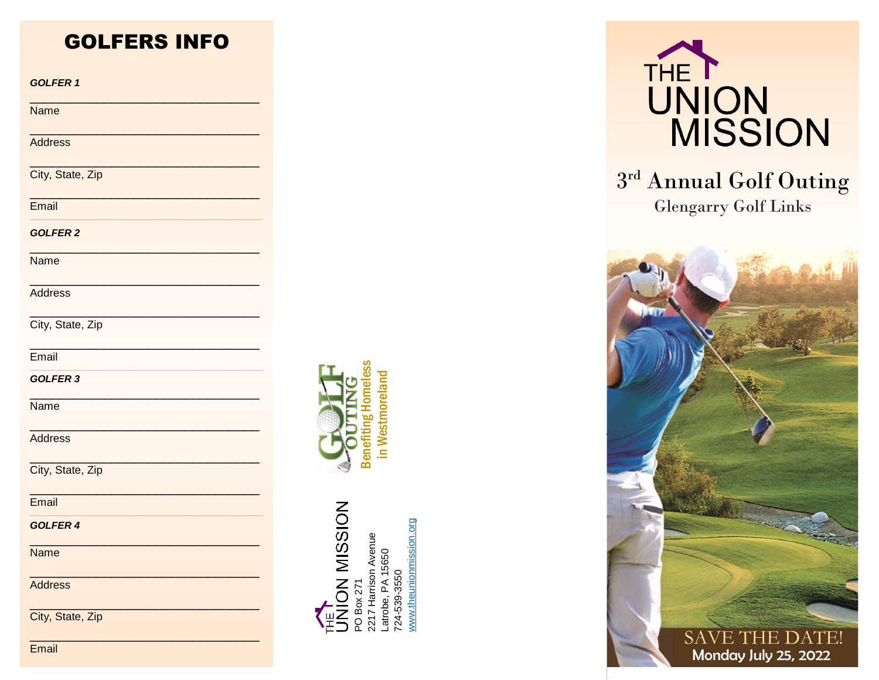## GOLFERS INFO

***GOLFER 1***

\_\_\_\_\_\_\_\_\_\_\_\_\_\_\_\_\_\_\_\_\_\_\_\_\_\_\_\_\_\_\_\_\_\_
Name

\_\_\_\_\_\_\_\_\_\_\_\_\_\_\_\_\_\_\_\_\_\_\_\_\_\_\_\_\_\_\_\_\_\_
Address

\_\_\_\_\_\_\_\_\_\_\_\_\_\_\_\_\_\_\_\_\_\_\_\_\_\_\_\_\_\_\_\_\_\_
City, State, Zip

\_\_\_\_\_\_\_\_\_\_\_\_\_\_\_\_\_\_\_\_\_\_\_\_\_\_\_\_\_\_\_\_\_\_
Email

***GOLFER 2***

\_\_\_\_\_\_\_\_\_\_\_\_\_\_\_\_\_\_\_\_\_\_\_\_\_\_\_\_\_\_\_\_\_\_
Name

\_\_\_\_\_\_\_\_\_\_\_\_\_\_\_\_\_\_\_\_\_\_\_\_\_\_\_\_\_\_\_\_\_\_
Address

\_\_\_\_\_\_\_\_\_\_\_\_\_\_\_\_\_\_\_\_\_\_\_\_\_\_\_\_\_\_\_\_\_\_
City, State, Zip

\_\_\_\_\_\_\_\_\_\_\_\_\_\_\_\_\_\_\_\_\_\_\_\_\_\_\_\_\_\_\_\_\_\_
Email

***GOLFER 3***

\_\_\_\_\_\_\_\_\_\_\_\_\_\_\_\_\_\_\_\_\_\_\_\_\_\_\_\_\_\_\_\_\_\_
Name

\_\_\_\_\_\_\_\_\_\_\_\_\_\_\_\_\_\_\_\_\_\_\_\_\_\_\_\_\_\_\_\_\_\_
Address

\_\_\_\_\_\_\_\_\_\_\_\_\_\_\_\_\_\_\_\_\_\_\_\_\_\_\_\_\_\_\_\_\_\_
City, State, Zip

\_\_\_\_\_\_\_\_\_\_\_\_\_\_\_\_\_\_\_\_\_\_\_\_\_\_\_\_\_\_\_\_\_\_
Email

***GOLFER 4***

\_\_\_\_\_\_\_\_\_\_\_\_\_\_\_\_\_\_\_\_\_\_\_\_\_\_\_\_\_\_\_\_\_\_
Name

\_\_\_\_\_\_\_\_\_\_\_\_\_\_\_\_\_\_\_\_\_\_\_\_\_\_\_\_\_\_\_\_\_\_
Address

\_\_\_\_\_\_\_\_\_\_\_\_\_\_\_\_\_\_\_\_\_\_\_\_\_\_\_\_\_\_\_\_\_\_
City, State, Zip

\_\_\_\_\_\_\_\_\_\_\_\_\_\_\_\_\_\_\_\_\_\_\_\_\_\_\_\_\_\_\_\_\_\_
Email

GOLF OUTING
Benefiting Homeless in Westmoreland

THE UNION MISSION
PO Box 271
2217 Harrison Avenue
Latrobe, PA 15650
724-539-3550
www.theunionmission.org

# THE UNION MISSION

## 3rd Annual Golf Outing

### Glengarry Golf Links

SAVE THE DATE!
**Monday July 25, 2022**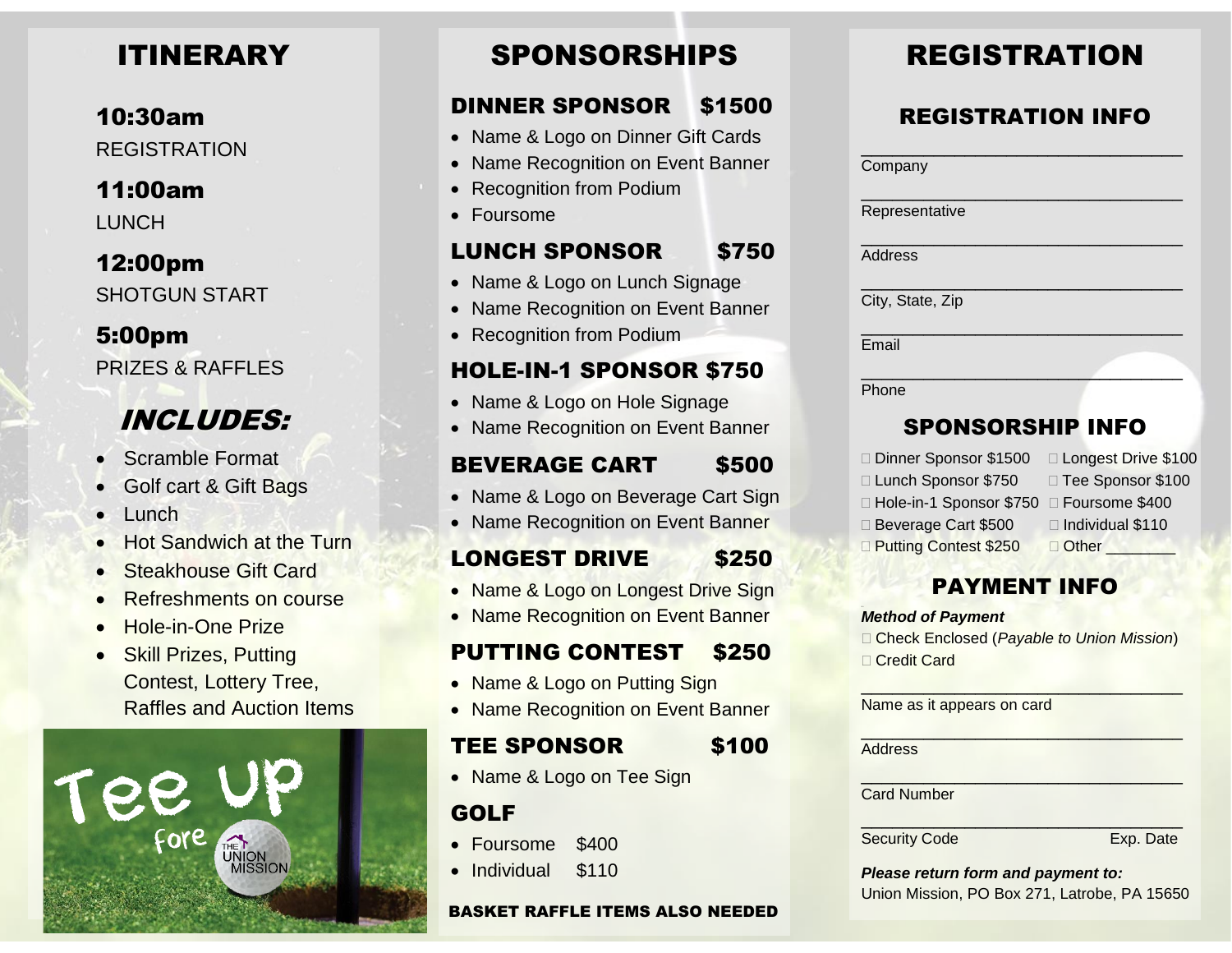# ITINERARY

**10:30am**
REGISTRATION

**11:00am**
LUNCH

**12:00pm**
SHOTGUN START

**5:00pm**
PRIZES & RAFFLES

## *INCLUDES:*

- Scramble Format
- Golf cart & Gift Bags
- Lunch
- Hot Sandwich at the Turn
- Steakhouse Gift Card
- Refreshments on course
- Hole-in-One Prize
- Skill Prizes, Putting Contest, Lottery Tree, Raffles and Auction Items

Tee Up fore THE UNION MISSION

# SPONSORSHIPS

### DINNER SPONSOR $1500

- Name & Logo on Dinner Gift Cards
- Name Recognition on Event Banner
- Recognition from Podium
- Foursome

### LUNCH SPONSOR $750

- Name & Logo on Lunch Signage
- Name Recognition on Event Banner
- Recognition from Podium

### HOLE-IN-1 SPONSOR $750

- Name & Logo on Hole Signage
- Name Recognition on Event Banner

### BEVERAGE CART $500

- Name & Logo on Beverage Cart Sign
- Name Recognition on Event Banner

### LONGEST DRIVE $250

- Name & Logo on Longest Drive Sign
- Name Recognition on Event Banner

### PUTTING CONTEST $250

- Name & Logo on Putting Sign
- Name Recognition on Event Banner

### TEE SPONSOR $100

- Name & Logo on Tee Sign

### GOLF

- Foursome $400
- Individual $110

**BASKET RAFFLE ITEMS ALSO NEEDED**

# REGISTRATION

## REGISTRATION INFO

________________________________
Company

________________________________
Representative

________________________________
Address

________________________________
City, State, Zip

________________________________
Email

________________________________
Phone

## SPONSORSHIP INFO

☐ Dinner Sponsor $1500 ☐ Longest Drive $100
☐ Lunch Sponsor $750 ☐ Tee Sponsor $100
☐ Hole-in-1 Sponsor $750 ☐ Foursome $400
☐ Beverage Cart $500 ☐ Individual $110
☐ Putting Contest $250 ☐ Other ________

## PAYMENT INFO

***Method of Payment***
☐ Check Enclosed (*Payable to Union Mission*)
☐ Credit Card

________________________________
Name as it appears on card

________________________________
Address

________________________________
Card Number

________________________________
Security Code Exp. Date

***Please return form and payment to:***
Union Mission, PO Box 271, Latrobe, PA 15650